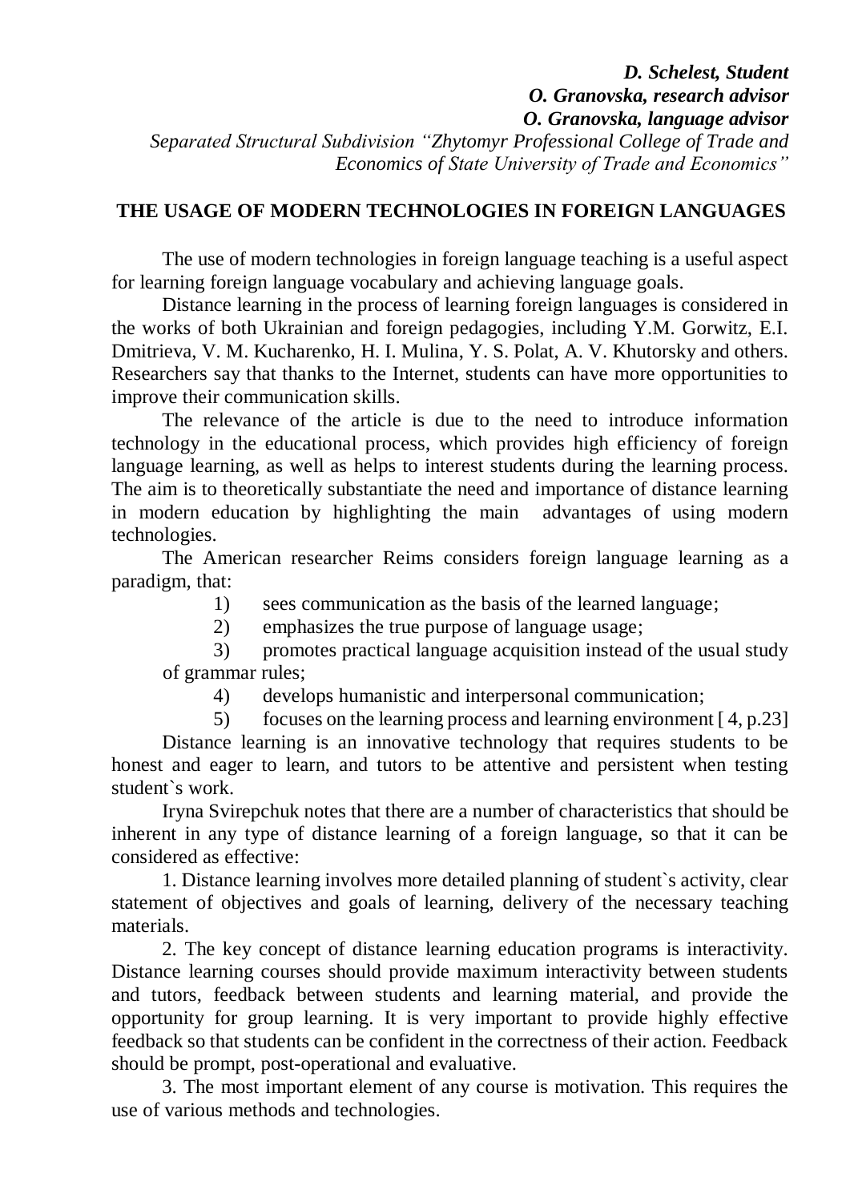***D. Schelest, Student***
***O. Granovska, research advisor***
***O. Granovska, language advisor***
*Separated Structural Subdivision "Zhytomyr Professional College of Trade and Economics of State University of Trade and Economics"*

## THE USAGE OF MODERN TECHNOLOGIES IN FOREIGN LANGUAGES

The use of modern technologies in foreign language teaching is a useful aspect for learning foreign language vocabulary and achieving language goals.

Distance learning in the process of learning foreign languages is considered in the works of both Ukrainian and foreign pedagogies, including Y.M. Gorwitz, E.I. Dmitrieva, V. M. Kucharenko, H. I. Mulina, Y. S. Polat, A. V. Khutorsky and others. Researchers say that thanks to the Internet, students can have more opportunities to improve their communication skills.

The relevance of the article is due to the need to introduce information technology in the educational process, which provides high efficiency of foreign language learning, as well as helps to interest students during the learning process. The aim is to theoretically substantiate the need and importance of distance learning in modern education by highlighting the main advantages of using modern technologies.

The American researcher Reims considers foreign language learning as a paradigm, that:

1) sees communication as the basis of the learned language;
2) emphasizes the true purpose of language usage;
3) promotes practical language acquisition instead of the usual study of grammar rules;
4) develops humanistic and interpersonal communication;
5) focuses on the learning process and learning environment [ 4, p.23]

Distance learning is an innovative technology that requires students to be honest and eager to learn, and tutors to be attentive and persistent when testing student`s work.

Iryna Svirepchuk notes that there are a number of characteristics that should be inherent in any type of distance learning of a foreign language, so that it can be considered as effective:

1. Distance learning involves more detailed planning of student`s activity, clear statement of objectives and goals of learning, delivery of the necessary teaching materials.

2. The key concept of distance learning education programs is interactivity. Distance learning courses should provide maximum interactivity between students and tutors, feedback between students and learning material, and provide the opportunity for group learning. It is very important to provide highly effective feedback so that students can be confident in the correctness of their action. Feedback should be prompt, post-operational and evaluative.

3. The most important element of any course is motivation. This requires the use of various methods and technologies.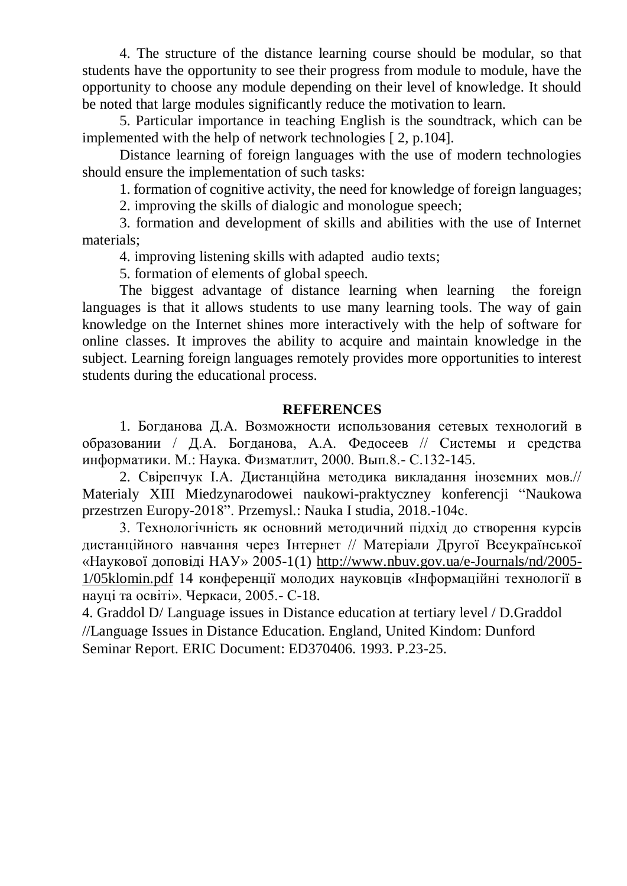4. The structure of the distance learning course should be modular, so that students have the opportunity to see their progress from module to module, have the opportunity to choose any module depending on their level of knowledge. It should be noted that large modules significantly reduce the motivation to learn.

5. Particular importance in teaching English is the soundtrack, which can be implemented with the help of network technologies [ 2, p.104].

Distance learning of foreign languages with the use of modern technologies should ensure the implementation of such tasks:

1. formation of cognitive activity, the need for knowledge of foreign languages;
2. improving the skills of dialogic and monologue speech;
3. formation and development of skills and abilities with the use of Internet materials;
4. improving listening skills with adapted audio texts;
5. formation of elements of global speech.

The biggest advantage of distance learning when learning the foreign languages is that it allows students to use many learning tools. The way of gain knowledge on the Internet shines more interactively with the help of software for online classes. It improves the ability to acquire and maintain knowledge in the subject. Learning foreign languages remotely provides more opportunities to interest students during the educational process.

## REFERENCES

1. Богданова Д.А. Возможности использования сетевых технологий в образовании / Д.А. Богданова, А.А. Федосеев // Системы и средства информатики. М.: Наука. Физматлит, 2000. Вып.8.- С.132-145.
2. Свірепчук І.А. Дистанційна методика викладання іноземних мов.// Materialy XIII Miedzynarodowei naukowi-praktyczney konferencji "Naukowa przestrzen Europy-2018". Przemysl.: Nauka I studia, 2018.-104с.
3. Технологічність як основний методичний підхід до створення курсів дистанційного навчання через Інтернет // Матеріали Другої Всеукраїнської «Наукової доповіді НАУ» 2005-1(1) http://www.nbuv.gov.ua/e-Journals/nd/2005-1/05klomin.pdf 14 конференції молодих науковців «Інформаційні технології в науці та освіті». Черкаси, 2005.- С-18.
4. Graddol D/ Language issues in Distance education at tertiary level / D.Graddol //Language Issues in Distance Education. England, United Kindom: Dunford Seminar Report. ERIC Document: ED370406. 1993. P.23-25.